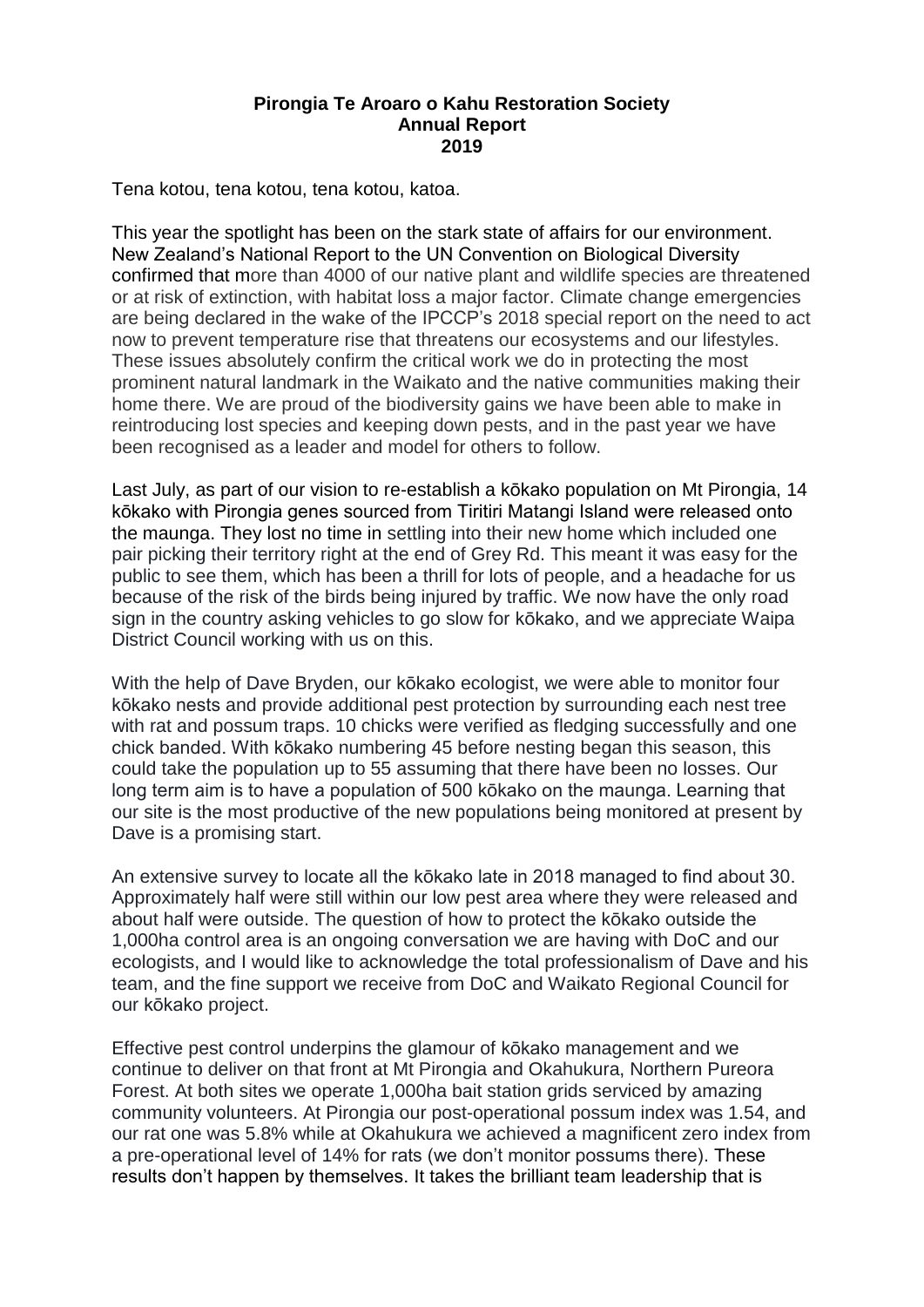**Pirongia Te Aroaro o Kahu Restoration Society**
**Annual Report**
**2019**

Tena kotou, tena kotou, tena kotou, katoa.

This year the spotlight has been on the stark state of affairs for our environment. New Zealand's National Report to the UN Convention on Biological Diversity confirmed that more than 4000 of our native plant and wildlife species are threatened or at risk of extinction, with habitat loss a major factor. Climate change emergencies are being declared in the wake of the IPCCP's 2018 special report on the need to act now to prevent temperature rise that threatens our ecosystems and our lifestyles. These issues absolutely confirm the critical work we do in protecting the most prominent natural landmark in the Waikato and the native communities making their home there. We are proud of the biodiversity gains we have been able to make in reintroducing lost species and keeping down pests, and in the past year we have been recognised as a leader and model for others to follow.

Last July, as part of our vision to re-establish a kōkako population on Mt Pirongia, 14 kōkako with Pirongia genes sourced from Tiritiri Matangi Island were released onto the maunga. They lost no time in settling into their new home which included one pair picking their territory right at the end of Grey Rd. This meant it was easy for the public to see them, which has been a thrill for lots of people, and a headache for us because of the risk of the birds being injured by traffic. We now have the only road sign in the country asking vehicles to go slow for kōkako, and we appreciate Waipa District Council working with us on this.

With the help of Dave Bryden, our kōkako ecologist, we were able to monitor four kōkako nests and provide additional pest protection by surrounding each nest tree with rat and possum traps. 10 chicks were verified as fledging successfully and one chick banded. With kōkako numbering 45 before nesting began this season, this could take the population up to 55 assuming that there have been no losses. Our long term aim is to have a population of 500 kōkako on the maunga. Learning that our site is the most productive of the new populations being monitored at present by Dave is a promising start.

An extensive survey to locate all the kōkako late in 2018 managed to find about 30. Approximately half were still within our low pest area where they were released and about half were outside. The question of how to protect the kōkako outside the 1,000ha control area is an ongoing conversation we are having with DoC and our ecologists, and I would like to acknowledge the total professionalism of Dave and his team, and the fine support we receive from DoC and Waikato Regional Council for our kōkako project.

Effective pest control underpins the glamour of kōkako management and we continue to deliver on that front at Mt Pirongia and Okahukura, Northern Pureora Forest. At both sites we operate 1,000ha bait station grids serviced by amazing community volunteers. At Pirongia our post-operational possum index was 1.54, and our rat one was 5.8% while at Okahukura we achieved a magnificent zero index from a pre-operational level of 14% for rats (we don't monitor possums there). These results don't happen by themselves. It takes the brilliant team leadership that is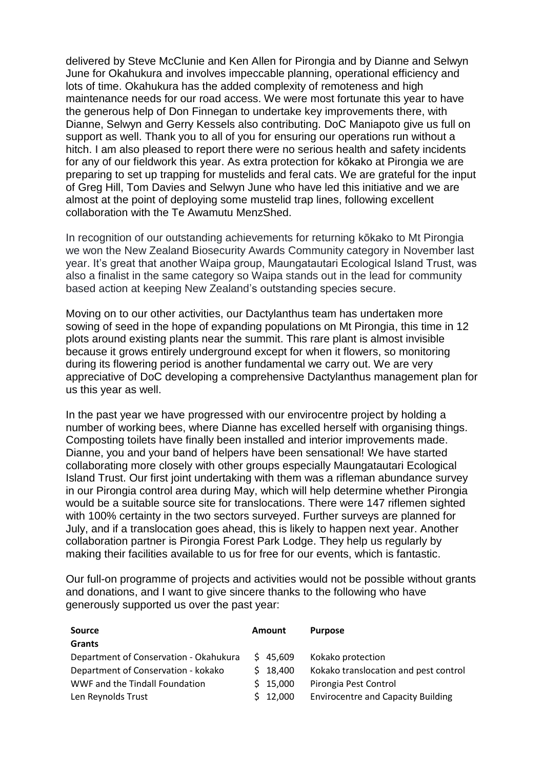delivered by Steve McClunie and Ken Allen for Pirongia and by Dianne and Selwyn June for Okahukura and involves impeccable planning, operational efficiency and lots of time. Okahukura has the added complexity of remoteness and high maintenance needs for our road access. We were most fortunate this year to have the generous help of Don Finnegan to undertake key improvements there, with Dianne, Selwyn and Gerry Kessels also contributing. DoC Maniapoto give us full on support as well. Thank you to all of you for ensuring our operations run without a hitch. I am also pleased to report there were no serious health and safety incidents for any of our fieldwork this year. As extra protection for kōkako at Pirongia we are preparing to set up trapping for mustelids and feral cats. We are grateful for the input of Greg Hill, Tom Davies and Selwyn June who have led this initiative and we are almost at the point of deploying some mustelid trap lines, following excellent collaboration with the Te Awamutu MenzShed.

In recognition of our outstanding achievements for returning kōkako to Mt Pirongia we won the New Zealand Biosecurity Awards Community category in November last year. It's great that another Waipa group, Maungatautari Ecological Island Trust, was also a finalist in the same category so Waipa stands out in the lead for community based action at keeping New Zealand's outstanding species secure.

Moving on to our other activities, our Dactylanthus team has undertaken more sowing of seed in the hope of expanding populations on Mt Pirongia, this time in 12 plots around existing plants near the summit. This rare plant is almost invisible because it grows entirely underground except for when it flowers, so monitoring during its flowering period is another fundamental we carry out. We are very appreciative of DoC developing a comprehensive Dactylanthus management plan for us this year as well.

In the past year we have progressed with our envirocentre project by holding a number of working bees, where Dianne has excelled herself with organising things. Composting toilets have finally been installed and interior improvements made. Dianne, you and your band of helpers have been sensational! We have started collaborating more closely with other groups especially Maungatautari Ecological Island Trust. Our first joint undertaking with them was a rifleman abundance survey in our Pirongia control area during May, which will help determine whether Pirongia would be a suitable source site for translocations. There were 147 riflemen sighted with 100% certainty in the two sectors surveyed. Further surveys are planned for July, and if a translocation goes ahead, this is likely to happen next year. Another collaboration partner is Pirongia Forest Park Lodge. They help us regularly by making their facilities available to us for free for our events, which is fantastic.

Our full-on programme of projects and activities would not be possible without grants and donations, and I want to give sincere thanks to the following who have generously supported us over the past year:

| Source | Amount | Purpose |
|---|---|---|
| **Grants** | | |
| Department of Conservation - Okahukura | $ 45,609 | Kokako protection |
| Department of Conservation - kokako | $ 18,400 | Kokako translocation and pest control |
| WWF and the Tindall Foundation | $ 15,000 | Pirongia Pest Control |
| Len Reynolds Trust | $ 12,000 | Envirocentre and Capacity Building |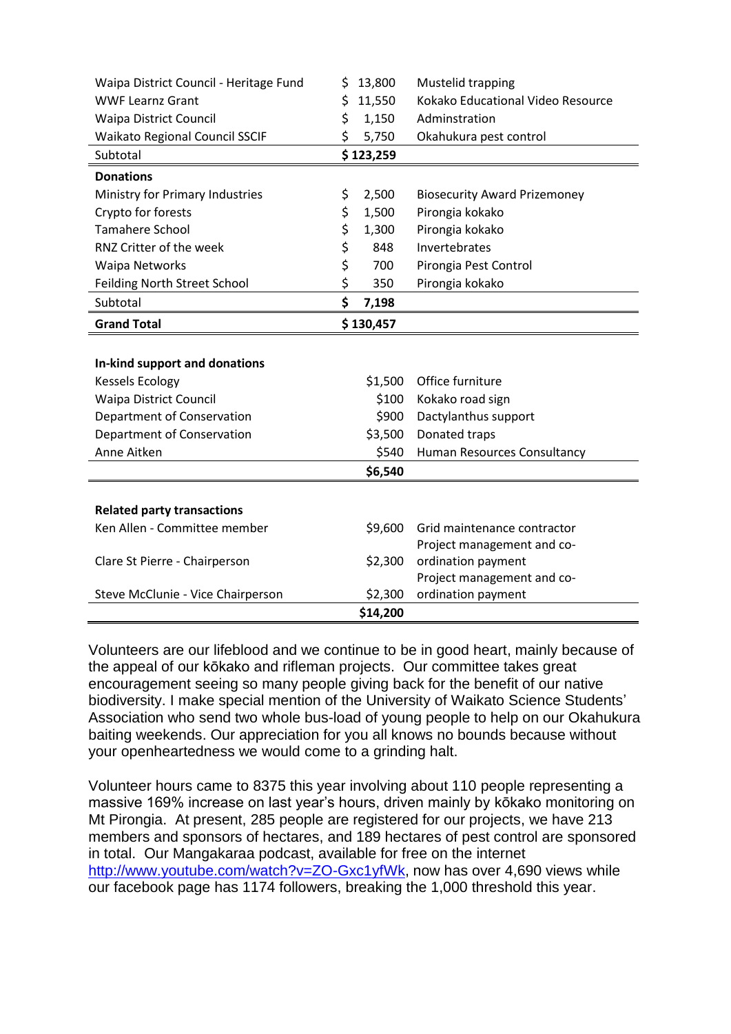| | | |
|---|---|---|
| Waipa District Council - Heritage Fund | $ 13,800 | Mustelid trapping |
| WWF Learnz Grant | $ 11,550 | Kokako Educational Video Resource |
| Waipa District Council | $ 1,150 | Adminstration |
| Waikato Regional Council SSCIF | $ 5,750 | Okahukura pest control |
| Subtotal | **$ 123,259** | |
| **Donations** | | |
| Ministry for Primary Industries | $ 2,500 | Biosecurity Award Prizemoney |
| Crypto for forests | $ 1,500 | Pirongia kokako |
| Tamahere School | $ 1,300 | Pirongia kokako |
| RNZ Critter of the week | $ 848 | Invertebrates |
| Waipa Networks | $ 700 | Pirongia Pest Control |
| Feilding North Street School | $ 350 | Pirongia kokako |
| Subtotal | **$ 7,198** | |
| **Grand Total** | **$ 130,457** | |

| **In-kind support and donations** | | |
|---|---|---|
| Kessels Ecology | $1,500 | Office furniture |
| Waipa District Council | $100 | Kokako road sign |
| Department of Conservation | $900 | Dactylanthus support |
| Department of Conservation | $3,500 | Donated traps |
| Anne Aitken | $540 | Human Resources Consultancy |
| | **$6,540** | |

| **Related party transactions** | | |
|---|---|---|
| Ken Allen - Committee member | $9,600 | Grid maintenance contractor |
| Clare St Pierre - Chairperson | $2,300 | Project management and co-ordination payment |
| Steve McClunie - Vice Chairperson | $2,300 | Project management and co-ordination payment |
| | **$14,200** | |

Volunteers are our lifeblood and we continue to be in good heart, mainly because of the appeal of our kōkako and rifleman projects. Our committee takes great encouragement seeing so many people giving back for the benefit of our native biodiversity. I make special mention of the University of Waikato Science Students' Association who send two whole bus-load of young people to help on our Okahukura baiting weekends. Our appreciation for you all knows no bounds because without your openheartedness we would come to a grinding halt.

Volunteer hours came to 8375 this year involving about 110 people representing a massive 169% increase on last year's hours, driven mainly by kōkako monitoring on Mt Pirongia. At present, 285 people are registered for our projects, we have 213 members and sponsors of hectares, and 189 hectares of pest control are sponsored in total. Our Mangakaraa podcast, available for free on the internet http://www.youtube.com/watch?v=ZO-Gxc1yfWk, now has over 4,690 views while our facebook page has 1174 followers, breaking the 1,000 threshold this year.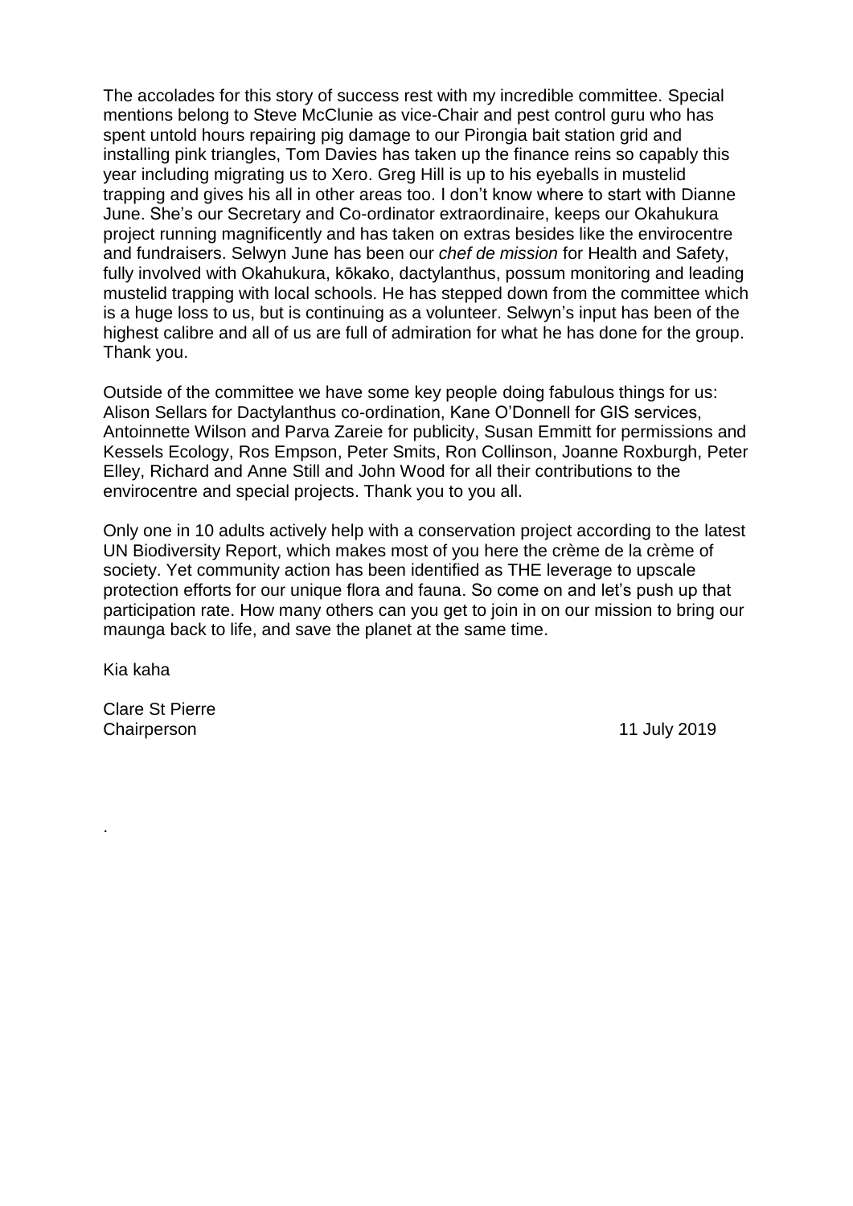The accolades for this story of success rest with my incredible committee. Special mentions belong to Steve McClunie as vice-Chair and pest control guru who has spent untold hours repairing pig damage to our Pirongia bait station grid and installing pink triangles, Tom Davies has taken up the finance reins so capably this year including migrating us to Xero. Greg Hill is up to his eyeballs in mustelid trapping and gives his all in other areas too. I don't know where to start with Dianne June. She's our Secretary and Co-ordinator extraordinaire, keeps our Okahukura project running magnificently and has taken on extras besides like the envirocentre and fundraisers. Selwyn June has been our *chef de mission* for Health and Safety, fully involved with Okahukura, kōkako, dactylanthus, possum monitoring and leading mustelid trapping with local schools. He has stepped down from the committee which is a huge loss to us, but is continuing as a volunteer. Selwyn's input has been of the highest calibre and all of us are full of admiration for what he has done for the group. Thank you.

Outside of the committee we have some key people doing fabulous things for us: Alison Sellars for Dactylanthus co-ordination, Kane O'Donnell for GIS services, Antoinnette Wilson and Parva Zareie for publicity, Susan Emmitt for permissions and Kessels Ecology, Ros Empson, Peter Smits, Ron Collinson, Joanne Roxburgh, Peter Elley, Richard and Anne Still and John Wood for all their contributions to the envirocentre and special projects. Thank you to you all.

Only one in 10 adults actively help with a conservation project according to the latest UN Biodiversity Report, which makes most of you here the crème de la crème of society. Yet community action has been identified as THE leverage to upscale protection efforts for our unique flora and fauna. So come on and let's push up that participation rate. How many others can you get to join in on our mission to bring our maunga back to life, and save the planet at the same time.

Kia kaha

Clare St Pierre
Chairperson 11 July 2019

.